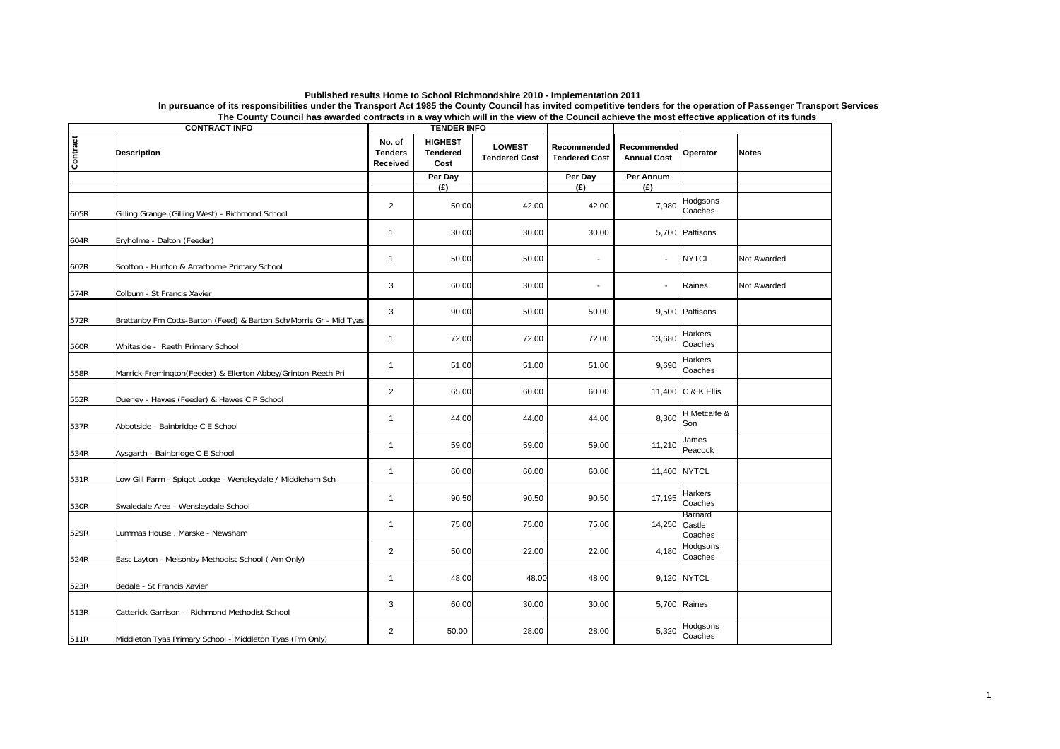**Published results Home to School Richmondshire 2010 - Implementation 2011**

**In pursuance of its responsibilities under the Transport Act 1985 the County Council has invited competitive tenders for the operation of Passenger Transport Services**

**The County Council has awarded contracts in a way which will in the view of the Council achieve the most effective application of its funds**

| CONTRACT INFO | | TENDER INFO | | | | | | |
|---|---|---|---|---|---|---|---|---|
| Contract | Description | No. of Tenders Received | HIGHEST Tendered Cost | LOWEST Tendered Cost | Recommended Tendered Cost | Recommended Annual Cost | Operator | Notes |
| | | | Per Day | | Per Day | Per Annum | | |
| | | | (£) | | (£) | (£) | | |
| 605R | Gilling Grange (Gilling West) - Richmond School | 2 | 50.00 | 42.00 | 42.00 | 7,980 | Hodgsons Coaches | |
| 604R | Eryholme - Dalton (Feeder) | 1 | 30.00 | 30.00 | 30.00 | 5,700 | Pattisons | |
| 602R | Scotton - Hunton & Arrathorne Primary School | 1 | 50.00 | 50.00 | - | - | NYTCL | Not Awarded |
| 574R | Colburn - St Francis Xavier | 3 | 60.00 | 30.00 | - | - | Raines | Not Awarded |
| 572R | Brettanby Fm Cotts-Barton (Feed) & Barton Sch/Morris Gr - Mid Tyas | 3 | 90.00 | 50.00 | 50.00 | 9,500 | Pattisons | |
| 560R | Whitaside - Reeth Primary School | 1 | 72.00 | 72.00 | 72.00 | 13,680 | Harkers Coaches | |
| 558R | Marrick-Fremington(Feeder) & Ellerton Abbey/Grinton-Reeth Pri | 1 | 51.00 | 51.00 | 51.00 | 9,690 | Harkers Coaches | |
| 552R | Duerley - Hawes (Feeder) & Hawes C P School | 2 | 65.00 | 60.00 | 60.00 | 11,400 | C & K Ellis | |
| 537R | Abbotside - Bainbridge C E School | 1 | 44.00 | 44.00 | 44.00 | 8,360 | H Metcalfe & Son | |
| 534R | Aysgarth - Bainbridge C E School | 1 | 59.00 | 59.00 | 59.00 | 11,210 | James Peacock | |
| 531R | Low Gill Farm - Spigot Lodge - Wensleydale / Middleham Sch | 1 | 60.00 | 60.00 | 60.00 | 11,400 | NYTCL | |
| 530R | Swaledale Area - Wensleydale School | 1 | 90.50 | 90.50 | 90.50 | 17,195 | Harkers Coaches | |
| 529R | Lummas House , Marske - Newsham | 1 | 75.00 | 75.00 | 75.00 | 14,250 | Barnard Castle Coaches | |
| 524R | East Layton - Melsonby Methodist School ( Am Only) | 2 | 50.00 | 22.00 | 22.00 | 4,180 | Hodgsons Coaches | |
| 523R | Bedale - St Francis Xavier | 1 | 48.00 | 48.00 | 48.00 | 9,120 | NYTCL | |
| 513R | Catterick Garrison - Richmond Methodist School | 3 | 60.00 | 30.00 | 30.00 | 5,700 | Raines | |
| 511R | Middleton Tyas Primary School - Middleton Tyas (Pm Only) | 2 | 50.00 | 28.00 | 28.00 | 5,320 | Hodgsons Coaches | |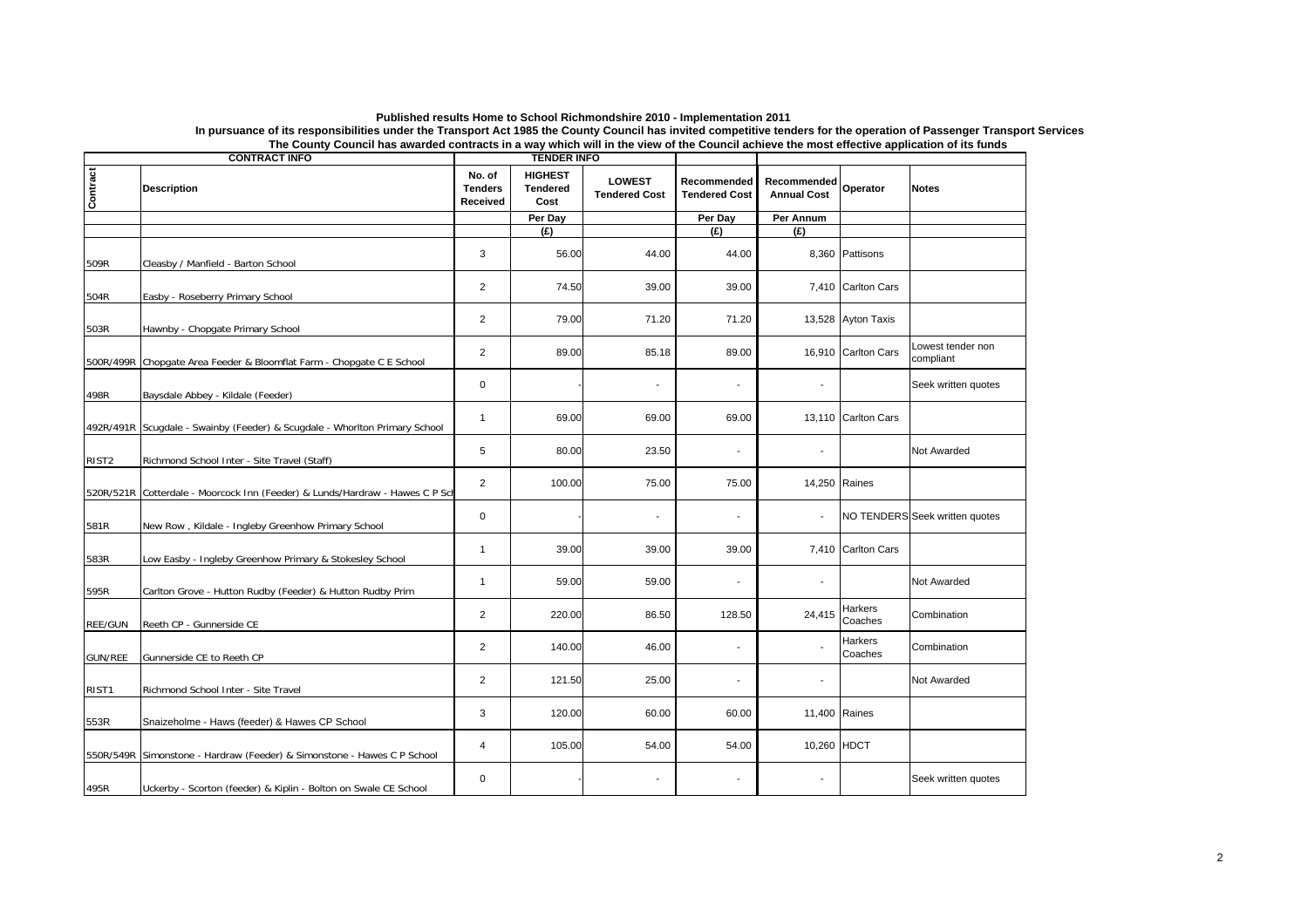**Published results Home to School Richmondshire 2010 - Implementation 2011**

**In pursuance of its responsibilities under the Transport Act 1985 the County Council has invited competitive tenders for the operation of Passenger Transport Services**

**The County Council has awarded contracts in a way which will in the view of the Council achieve the most effective application of its funds**

| CONTRACT INFO | | TENDER INFO | | | | | | | |
|---|---|---|---|---|---|---|---|---|---|
| Contract | Description | No. of Tenders Received | HIGHEST Tendered Cost | LOWEST Tendered Cost | Recommended Tendered Cost | Recommended Annual Cost | Operator | Notes |
| | | | Per Day | | Per Day | Per Annum | | |
| | | | (£) | | (£) | (£) | | |
| 509R | Cleasby / Manfield - Barton School | 3 | 56.00 | 44.00 | 44.00 | 8,360 | Pattisons | |
| 504R | Easby - Roseberry Primary School | 2 | 74.50 | 39.00 | 39.00 | 7,410 | Carlton Cars | |
| 503R | Hawnby - Chopgate Primary School | 2 | 79.00 | 71.20 | 71.20 | 13,528 | Ayton Taxis | |
| 500R/499R | Chopgate Area Feeder & Bloomflat Farm - Chopgate C E School | 2 | 89.00 | 85.18 | 89.00 | 16,910 | Carlton Cars | Lowest tender non compliant |
| 498R | Baysdale Abbey - Kildale (Feeder) | 0 | - | - | - | - | | Seek written quotes |
| 492R/491R | Scugdale - Swainby (Feeder) & Scugdale - Whorlton Primary School | 1 | 69.00 | 69.00 | 69.00 | 13,110 | Carlton Cars | |
| RIST2 | Richmond School Inter - Site Travel (Staff) | 5 | 80.00 | 23.50 | - | - | | Not Awarded |
| 520R/521R | Cotterdale - Moorcock Inn (Feeder) & Lunds/Hardraw - Hawes C P Sch | 2 | 100.00 | 75.00 | 75.00 | 14,250 | Raines | |
| 581R | New Row , Kildale - Ingleby Greenhow Primary School | 0 | - | - | - | - | NO TENDERS | Seek written quotes |
| 583R | Low Easby - Ingleby Greenhow Primary & Stokesley School | 1 | 39.00 | 39.00 | 39.00 | 7,410 | Carlton Cars | |
| 595R | Carlton Grove - Hutton Rudby (Feeder) & Hutton Rudby Prim | 1 | 59.00 | 59.00 | - | - | | Not Awarded |
| REE/GUN | Reeth CP - Gunnerside CE | 2 | 220.00 | 86.50 | 128.50 | 24,415 | Harkers Coaches | Combination |
| GUN/REE | Gunnerside CE to Reeth CP | 2 | 140.00 | 46.00 | - | - | Harkers Coaches | Combination |
| RIST1 | Richmond School Inter - Site Travel | 2 | 121.50 | 25.00 | - | - | | Not Awarded |
| 553R | Snaizeholme - Haws (feeder) & Hawes CP School | 3 | 120.00 | 60.00 | 60.00 | 11,400 | Raines | |
| 550R/549R | Simonstone - Hardraw (Feeder) & Simonstone - Hawes C P School | 4 | 105.00 | 54.00 | 54.00 | 10,260 | HDCT | |
| 495R | Uckerby - Scorton (feeder) & Kiplin - Bolton on Swale CE School | 0 | - | - | - | - | | Seek written quotes |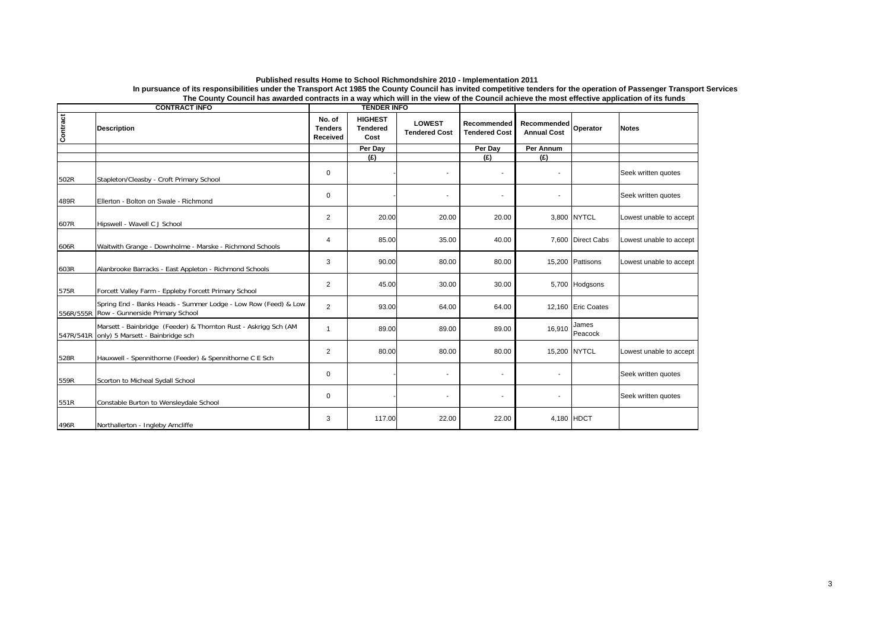**Published results Home to School Richmondshire 2010 - Implementation 2011**

**In pursuance of its responsibilities under the Transport Act 1985 the County Council has invited competitive tenders for the operation of Passenger Transport Services**

**The County Council has awarded contracts in a way which will in the view of the Council achieve the most effective application of its funds**

| CONTRACT INFO | | TENDER INFO | | | | | | |
|---|---|---|---|---|---|---|---|---|
| Contract | Description | No. of Tenders Received | HIGHEST Tendered Cost | LOWEST Tendered Cost | Recommended Tendered Cost | Recommended Annual Cost | Operator | Notes |
| | | | Per Day | | Per Day | Per Annum | | |
| | | | (£) | | (£) | (£) | | |
| 502R | Stapleton/Cleasby - Croft Primary School | 0 | - | - | - | - | | Seek written quotes |
| 489R | Ellerton - Bolton on Swale - Richmond | 0 | - | - | - | - | | Seek written quotes |
| 607R | Hipswell - Wavell C J School | 2 | 20.00 | 20.00 | 20.00 | 3,800 | NYTCL | Lowest unable to accept |
| 606R | Waitwith Grange - Downholme - Marske - Richmond Schools | 4 | 85.00 | 35.00 | 40.00 | 7,600 | Direct Cabs | Lowest unable to accept |
| 603R | Alanbrooke Barracks - East Appleton - Richmond Schools | 3 | 90.00 | 80.00 | 80.00 | 15,200 | Pattisons | Lowest unable to accept |
| 575R | Forcett Valley Farm - Eppleby Forcett Primary School | 2 | 45.00 | 30.00 | 30.00 | 5,700 | Hodgsons | |
| 556R/555R | Spring End - Banks Heads - Summer Lodge - Low Row (Feed) & Low Row - Gunnerside Primary School | 2 | 93.00 | 64.00 | 64.00 | 12,160 | Eric Coates | |
| 547R/541R | Marsett - Bainbridge (Feeder) & Thornton Rust - Askrigg Sch (AM only) 5 Marsett - Bainbridge sch | 1 | 89.00 | 89.00 | 89.00 | 16,910 | James Peacock | |
| 528R | Hauxwell - Spennithorne (Feeder) & Spennithorne C E Sch | 2 | 80.00 | 80.00 | 80.00 | 15,200 | NYTCL | Lowest unable to accept |
| 559R | Scorton to Micheal Sydall School | 0 | - | - | - | - | | Seek written quotes |
| 551R | Constable Burton to Wensleydale School | 0 | - | - | - | - | | Seek written quotes |
| 496R | Northallerton - Ingleby Arncliffe | 3 | 117.00 | 22.00 | 22.00 | 4,180 | HDCT | |